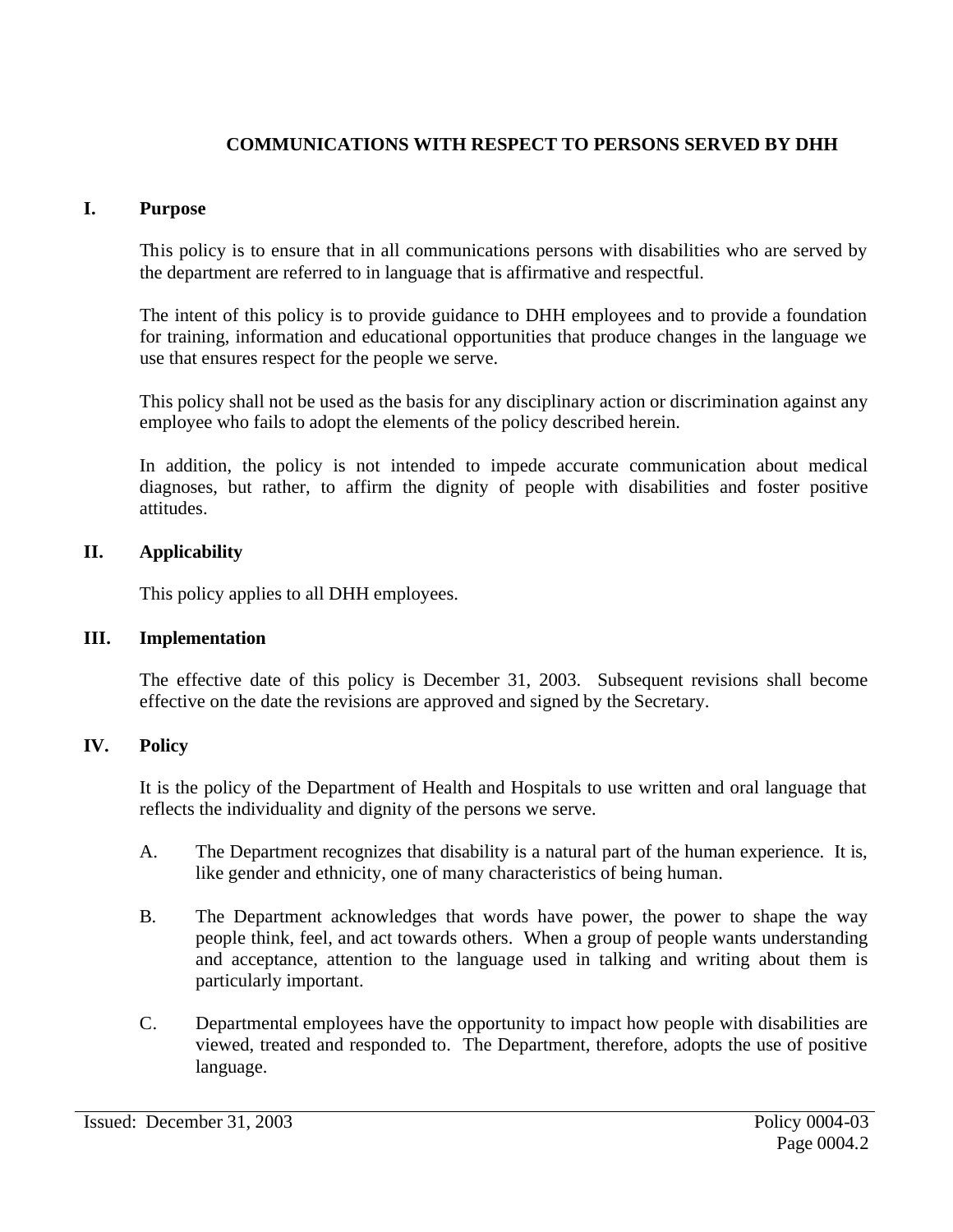# COMMUNICATIONS WITH RESPECT TO PERSONS SERVED BY DHH

## I. Purpose

This policy is to ensure that in all communications persons with disabilities who are served by the department are referred to in language that is affirmative and respectful.

The intent of this policy is to provide guidance to DHH employees and to provide a foundation for training, information and educational opportunities that produce changes in the language we use that ensures respect for the people we serve.

This policy shall not be used as the basis for any disciplinary action or discrimination against any employee who fails to adopt the elements of the policy described herein.

In addition, the policy is not intended to impede accurate communication about medical diagnoses, but rather, to affirm the dignity of people with disabilities and foster positive attitudes.

## II. Applicability

This policy applies to all DHH employees.

## III. Implementation

The effective date of this policy is December 31, 2003. Subsequent revisions shall become effective on the date the revisions are approved and signed by the Secretary.

## IV. Policy

It is the policy of the Department of Health and Hospitals to use written and oral language that reflects the individuality and dignity of the persons we serve.

A. The Department recognizes that disability is a natural part of the human experience. It is, like gender and ethnicity, one of many characteristics of being human.

B. The Department acknowledges that words have power, the power to shape the way people think, feel, and act towards others. When a group of people wants understanding and acceptance, attention to the language used in talking and writing about them is particularly important.

C. Departmental employees have the opportunity to impact how people with disabilities are viewed, treated and responded to. The Department, therefore, adopts the use of positive language.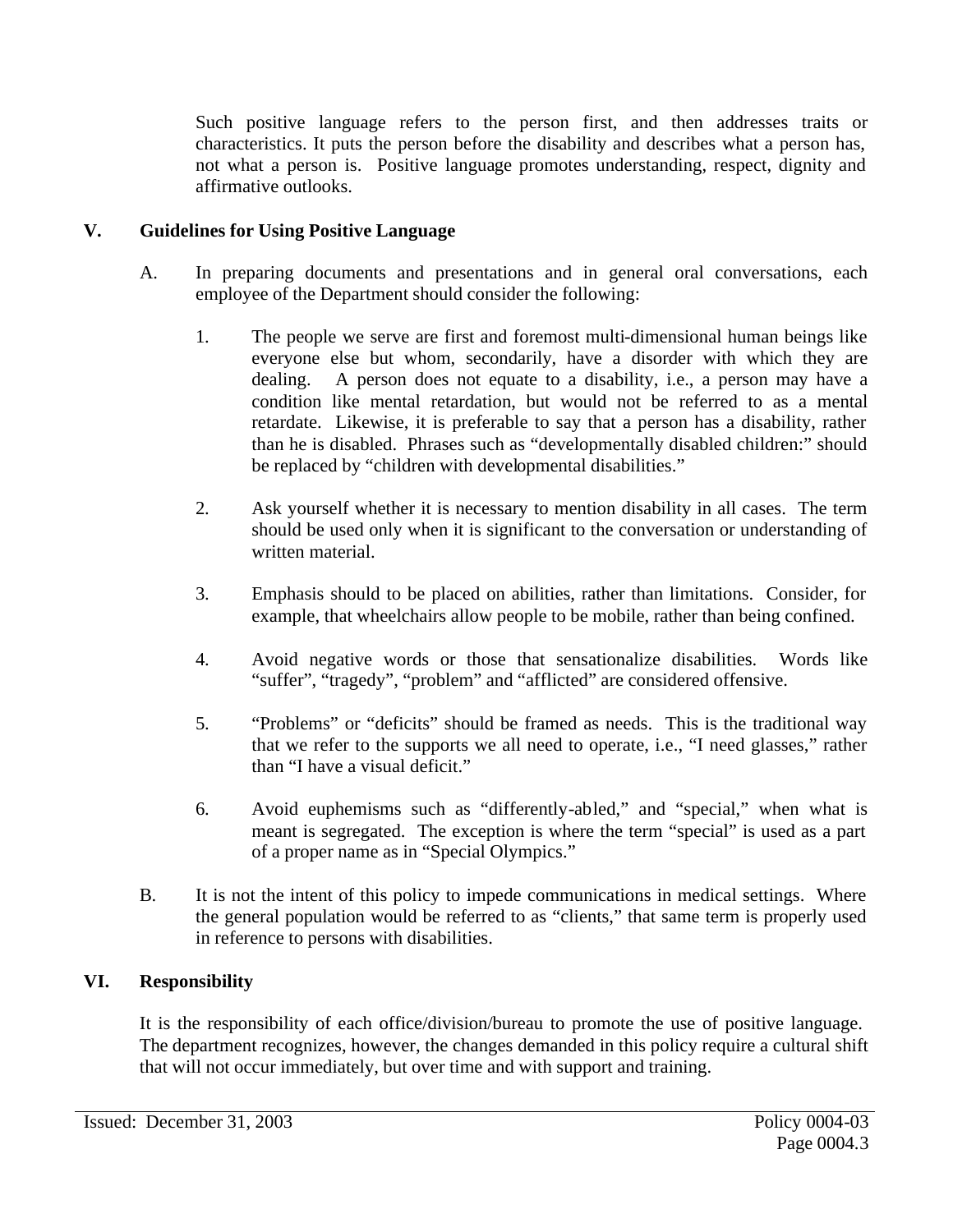Such positive language refers to the person first, and then addresses traits or characteristics. It puts the person before the disability and describes what a person has, not what a person is. Positive language promotes understanding, respect, dignity and affirmative outlooks.

## V. Guidelines for Using Positive Language

A. In preparing documents and presentations and in general oral conversations, each employee of the Department should consider the following:

1. The people we serve are first and foremost multi-dimensional human beings like everyone else but whom, secondarily, have a disorder with which they are dealing. A person does not equate to a disability, i.e., a person may have a condition like mental retardation, but would not be referred to as a mental retardate. Likewise, it is preferable to say that a person has a disability, rather than he is disabled. Phrases such as "developmentally disabled children:" should be replaced by "children with developmental disabilities."

2. Ask yourself whether it is necessary to mention disability in all cases. The term should be used only when it is significant to the conversation or understanding of written material.

3. Emphasis should to be placed on abilities, rather than limitations. Consider, for example, that wheelchairs allow people to be mobile, rather than being confined.

4. Avoid negative words or those that sensationalize disabilities. Words like "suffer", "tragedy", "problem" and "afflicted" are considered offensive.

5. "Problems" or "deficits" should be framed as needs. This is the traditional way that we refer to the supports we all need to operate, i.e., "I need glasses," rather than "I have a visual deficit."

6. Avoid euphemisms such as "differently-abled," and "special," when what is meant is segregated. The exception is where the term "special" is used as a part of a proper name as in "Special Olympics."

B. It is not the intent of this policy to impede communications in medical settings. Where the general population would be referred to as "clients," that same term is properly used in reference to persons with disabilities.

## VI. Responsibility

It is the responsibility of each office/division/bureau to promote the use of positive language. The department recognizes, however, the changes demanded in this policy require a cultural shift that will not occur immediately, but over time and with support and training.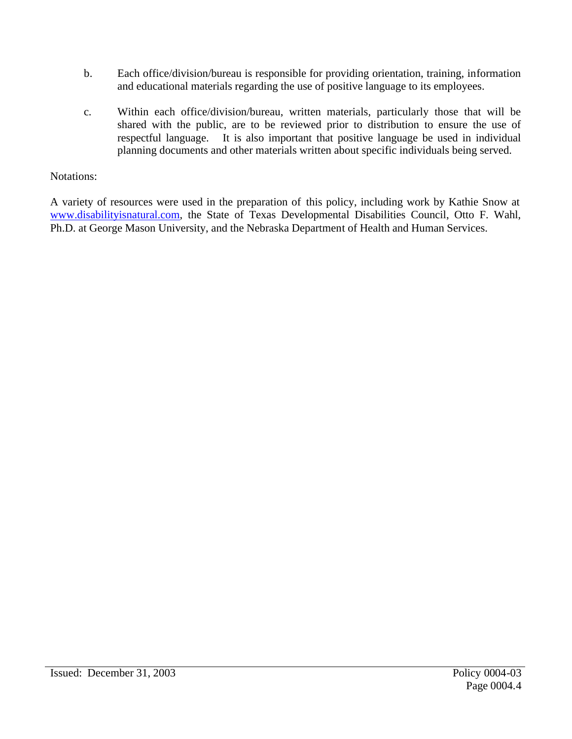b. Each office/division/bureau is responsible for providing orientation, training, information and educational materials regarding the use of positive language to its employees.

c. Within each office/division/bureau, written materials, particularly those that will be shared with the public, are to be reviewed prior to distribution to ensure the use of respectful language. It is also important that positive language be used in individual planning documents and other materials written about specific individuals being served.

Notations:

A variety of resources were used in the preparation of this policy, including work by Kathie Snow at www.disabilityisnatural.com, the State of Texas Developmental Disabilities Council, Otto F. Wahl, Ph.D. at George Mason University, and the Nebraska Department of Health and Human Services.